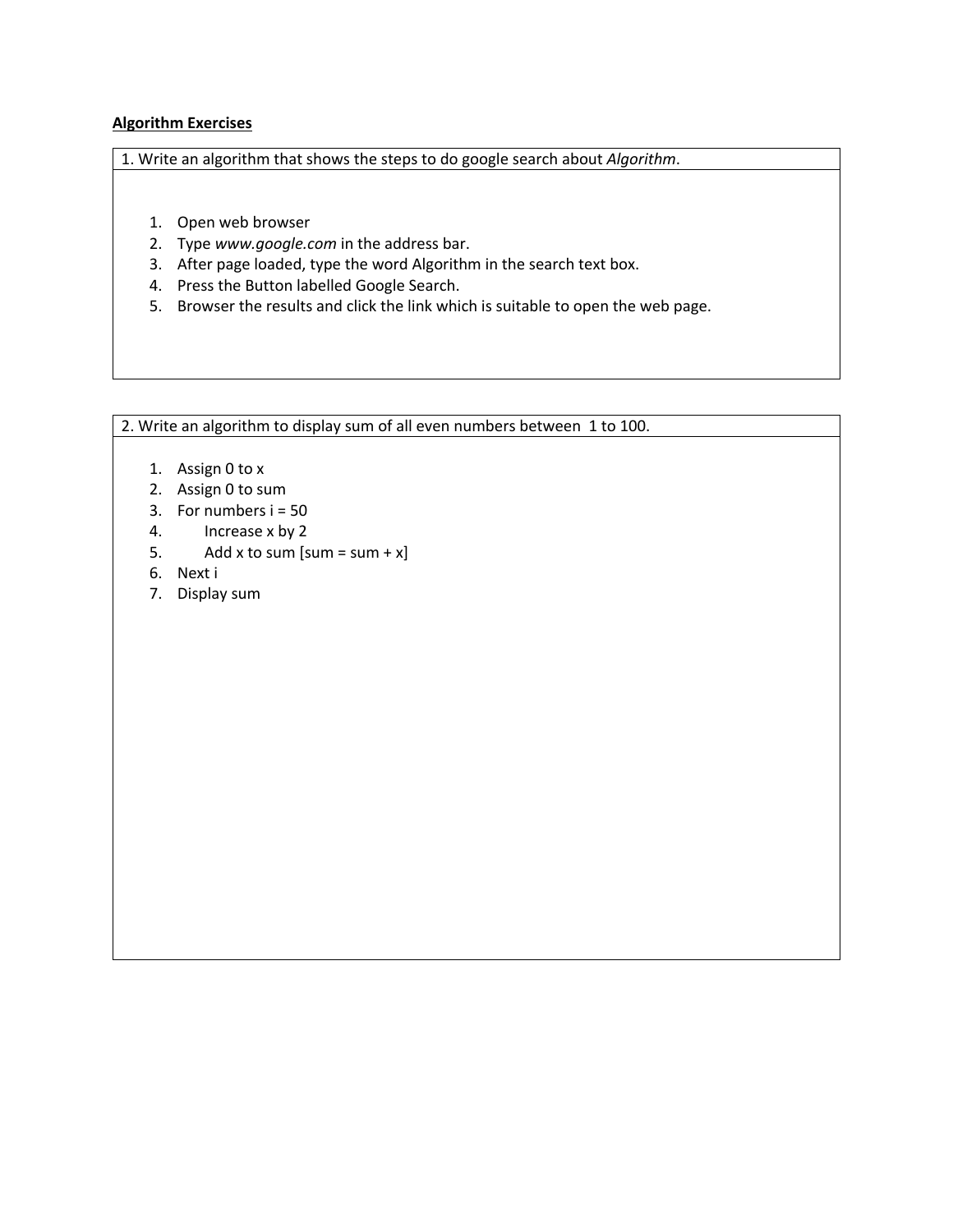**Algorithm Exercises**

| 1. Write an algorithm that shows the steps to do google search about *Algorithm*. |
|---|
| 1. Open web browser<br>2. Type *www.google.com* in the address bar.<br>3. After page loaded, type the word Algorithm in the search text box.<br>4. Press the Button labelled Google Search.<br>5. Browser the results and click the link which is suitable to open the web page. |

| 2. Write an algorithm to display sum of all even numbers between 1 to 100. |
|---|
| 1. Assign 0 to x<br>2. Assign 0 to sum<br>3. For numbers i = 50<br>4. &nbsp;&nbsp;&nbsp;&nbsp;Increase x by 2<br>5. &nbsp;&nbsp;&nbsp;&nbsp;Add x to sum [sum = sum + x]<br>6. Next i<br>7. Display sum |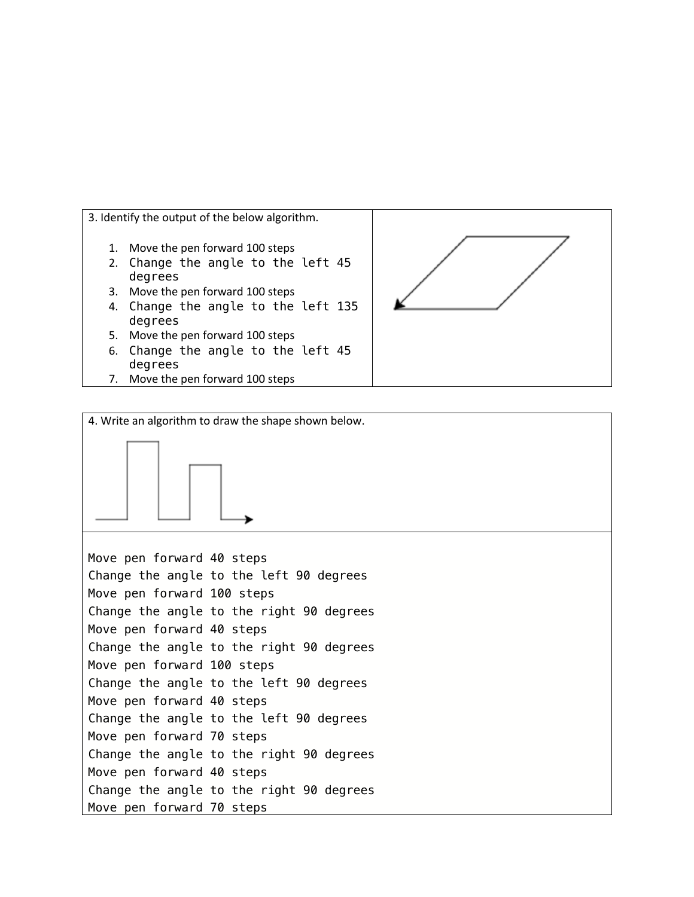3. Identify the output of the below algorithm.

1. Move the pen forward 100 steps
2. Change the angle to the left 45 degrees
3. Move the pen forward 100 steps
4. Change the angle to the left 135 degrees
5. Move the pen forward 100 steps
6. Change the angle to the left 45 degrees
7. Move the pen forward 100 steps

4. Write an algorithm to draw the shape shown below.

```
Move pen forward 40 steps
Change the angle to the left 90 degrees
Move pen forward 100 steps
Change the angle to the right 90 degrees
Move pen forward 40 steps
Change the angle to the right 90 degrees
Move pen forward 100 steps
Change the angle to the left 90 degrees
Move pen forward 40 steps
Change the angle to the left 90 degrees
Move pen forward 70 steps
Change the angle to the right 90 degrees
Move pen forward 40 steps
Change the angle to the right 90 degrees
Move pen forward 70 steps
```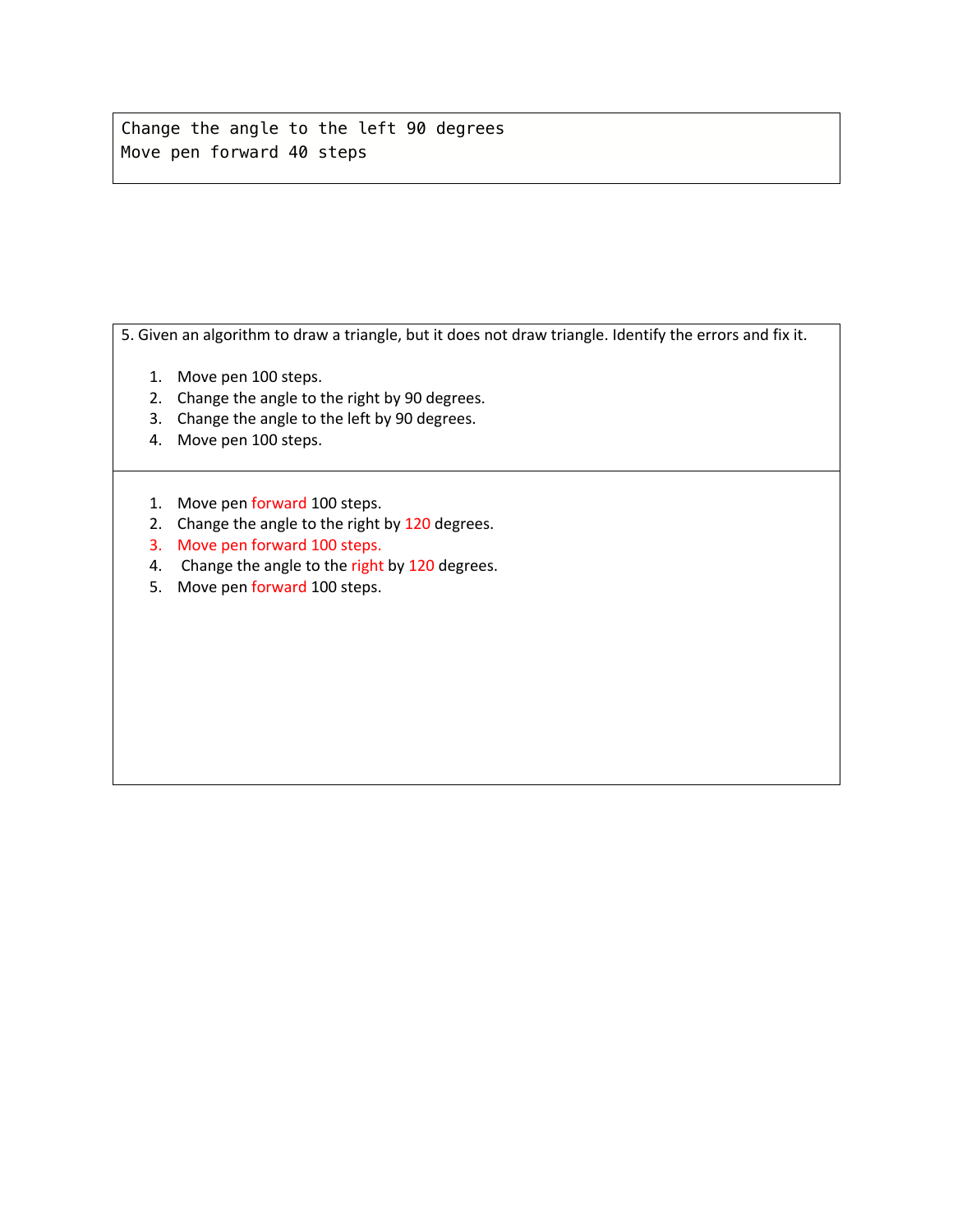```
Change the angle to the left 90 degrees
Move pen forward 40 steps
```

5. Given an algorithm to draw a triangle, but it does not draw triangle. Identify the errors and fix it.

1. Move pen 100 steps.
2. Change the angle to the right by 90 degrees.
3. Change the angle to the left by 90 degrees.
4. Move pen 100 steps.

---

1. Move pen forward 100 steps.
2. Change the angle to the right by 120 degrees.
3. Move pen forward 100 steps.
4. Change the angle to the right by 120 degrees.
5. Move pen forward 100 steps.